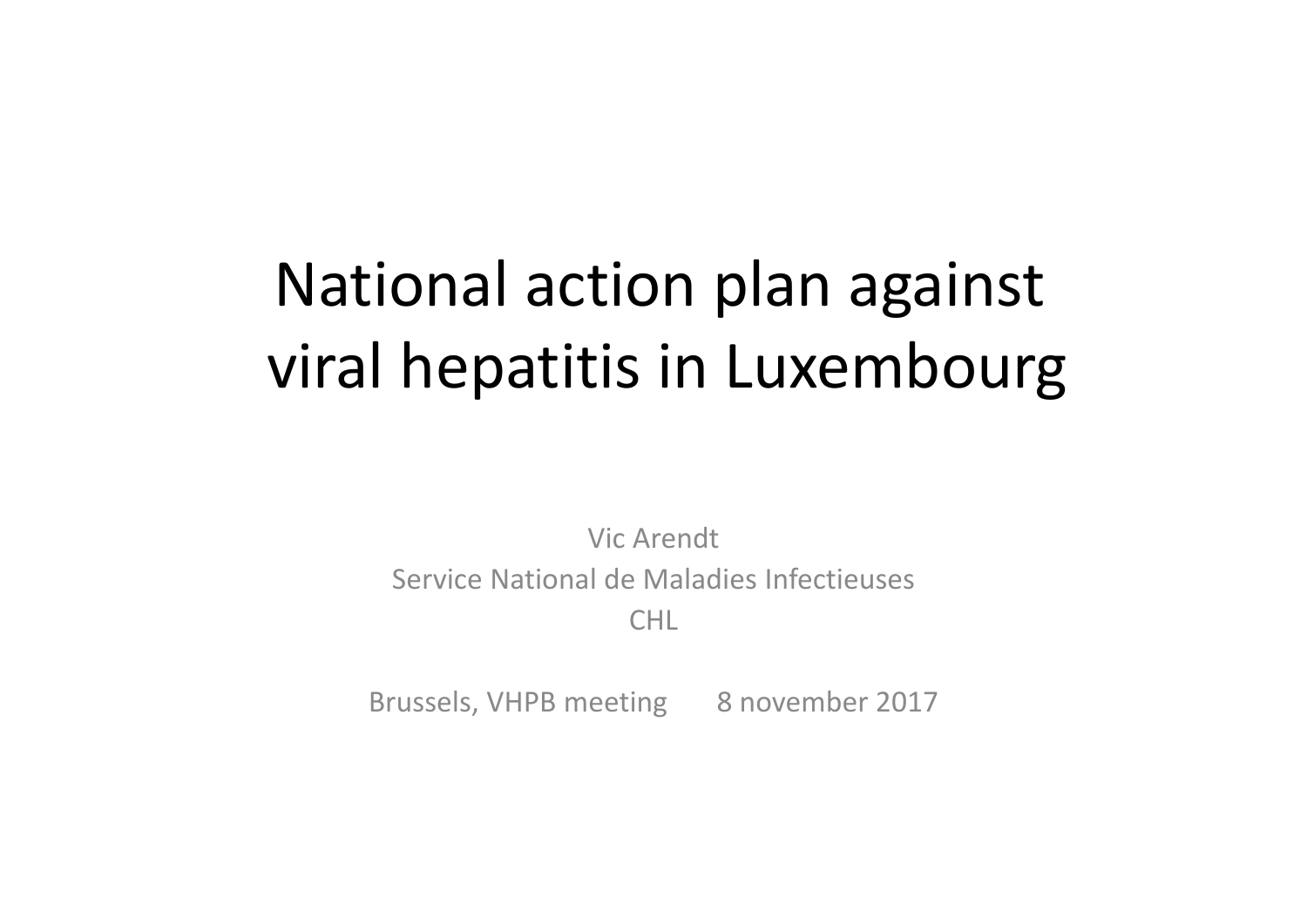# National action plan against viral hepatitis in Luxembourg

Vic Arendt
Service National de Maladies Infectieuses
CHL

Brussels, VHPB meeting 8 november 2017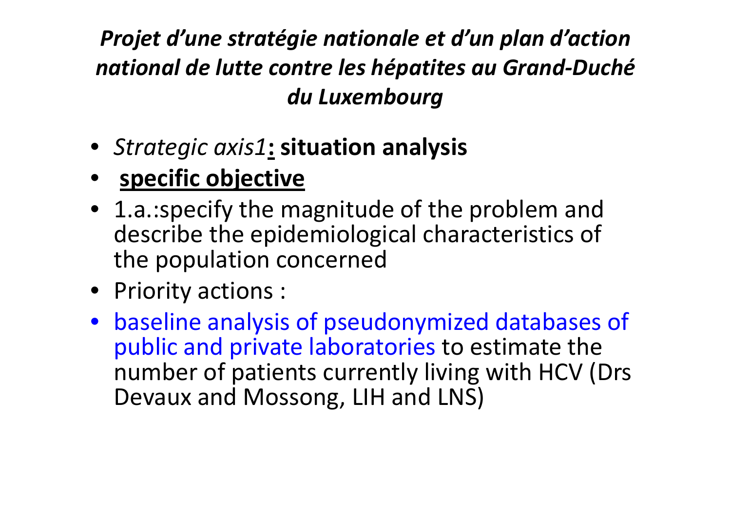## *Projet d'une stratégie nationale et d'un plan d'action national de lutte contre les hépatites au Grand-Duché du Luxembourg*

- *Strategic axis1*: **situation analysis**
- **specific objective**
- 1.a.:specify the magnitude of the problem and describe the epidemiological characteristics of the population concerned
- Priority actions :
- baseline analysis of pseudonymized databases of public and private laboratories to estimate the number of patients currently living with HCV (Drs Devaux and Mossong, LIH and LNS)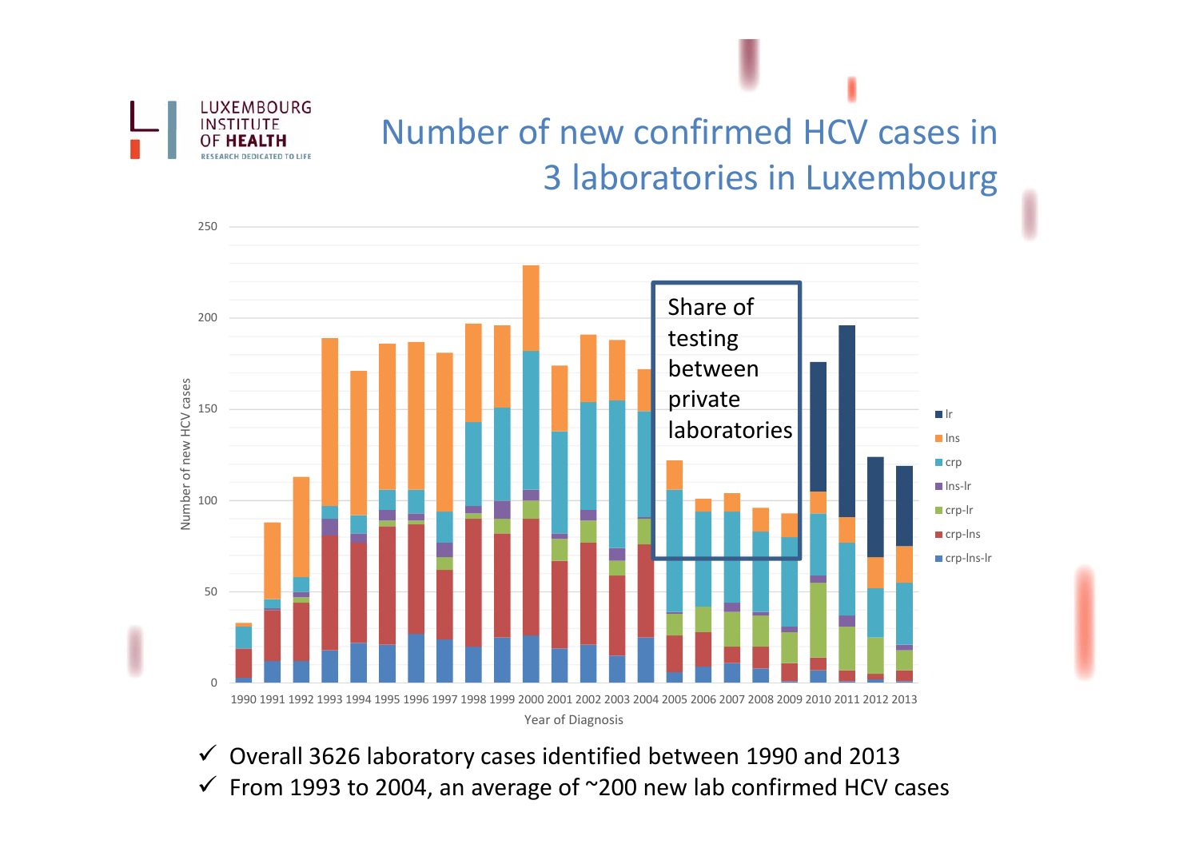# Number of new confirmed HCV cases in 3 laboratories in Luxembourg

- ✓ Overall 3626 laboratory cases identified between 1990 and 2013
- ✓ From 1993 to 2004, an average of ~200 new lab confirmed HCV cases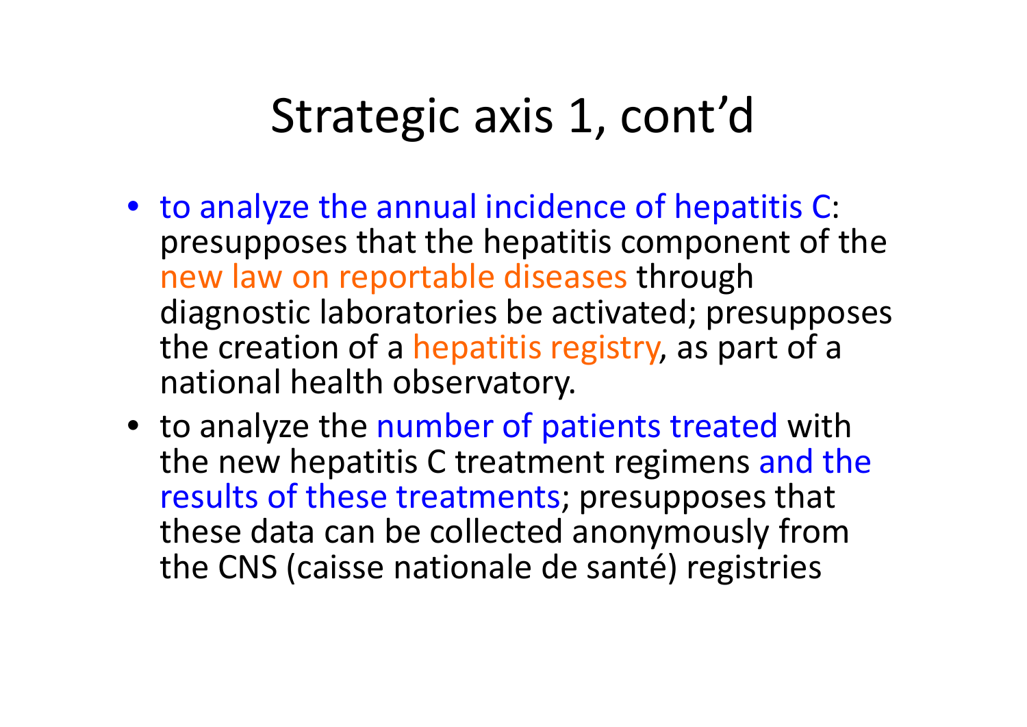# Strategic axis 1, cont'd

- to analyze the annual incidence of hepatitis C: presupposes that the hepatitis component of the new law on reportable diseases through diagnostic laboratories be activated; presupposes the creation of a hepatitis registry, as part of a national health observatory.
- to analyze the number of patients treated with the new hepatitis C treatment regimens and the results of these treatments; presupposes that these data can be collected anonymously from the CNS (caisse nationale de santé) registries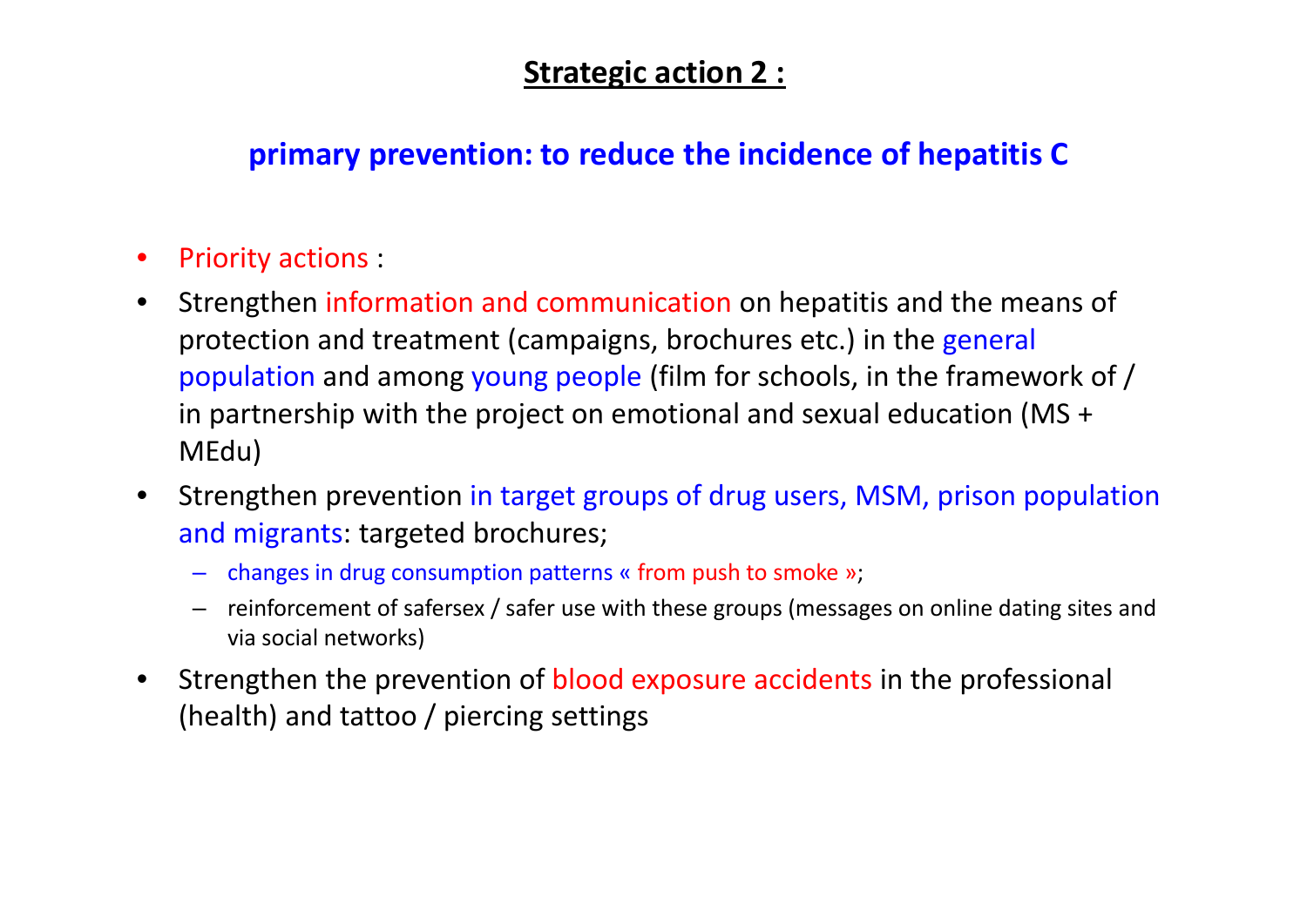## **Strategic action 2 :**

### primary prevention: to reduce the incidence of hepatitis C

- Priority actions :
- Strengthen information and communication on hepatitis and the means of protection and treatment (campaigns, brochures etc.) in the general population and among young people (film for schools, in the framework of / in partnership with the project on emotional and sexual education (MS + MEdu)
- Strengthen prevention in target groups of drug users, MSM, prison population and migrants: targeted brochures;
  - changes in drug consumption patterns « from push to smoke »;
  - reinforcement of safersex / safer use with these groups (messages on online dating sites and via social networks)
- Strengthen the prevention of blood exposure accidents in the professional (health) and tattoo / piercing settings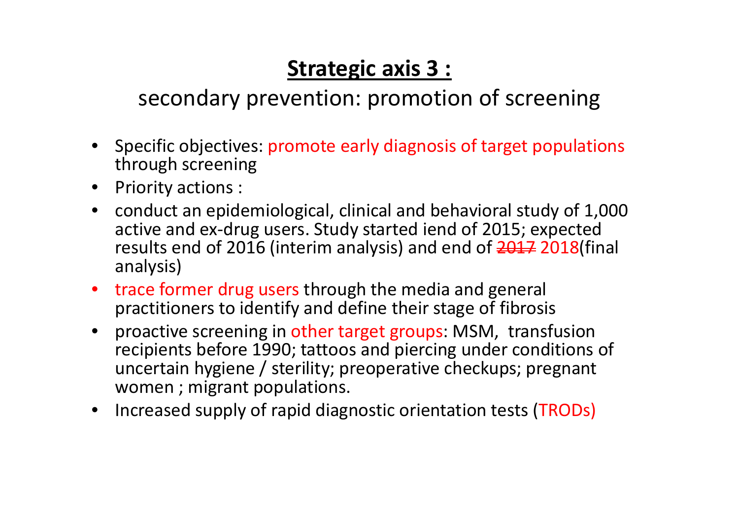## **Strategic axis 3 :**

secondary prevention: promotion of screening

- Specific objectives: promote early diagnosis of target populations through screening
- Priority actions :
- conduct an epidemiological, clinical and behavioral study of 1,000 active and ex-drug users. Study started iend of 2015; expected results end of 2016 (interim analysis) and end of ~~2017~~ 2018(final analysis)
- trace former drug users through the media and general practitioners to identify and define their stage of fibrosis
- proactive screening in other target groups: MSM, transfusion recipients before 1990; tattoos and piercing under conditions of uncertain hygiene / sterility; preoperative checkups; pregnant women ; migrant populations.
- Increased supply of rapid diagnostic orientation tests (TRODs)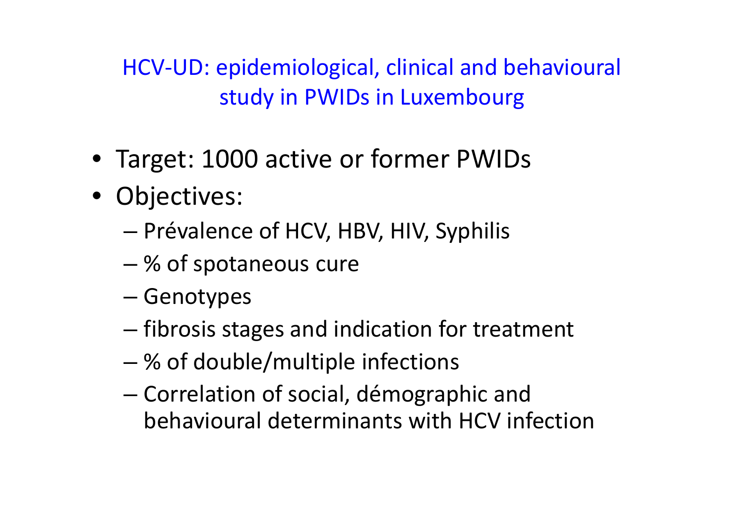## HCV-UD: epidemiological, clinical and behavioural study in PWIDs in Luxembourg

- Target: 1000 active or former PWIDs
- Objectives:
  - Prévalence of HCV, HBV, HIV, Syphilis
  - % of spotaneous cure
  - Genotypes
  - fibrosis stages and indication for treatment
  - % of double/multiple infections
  - Correlation of social, démographic and behavioural determinants with HCV infection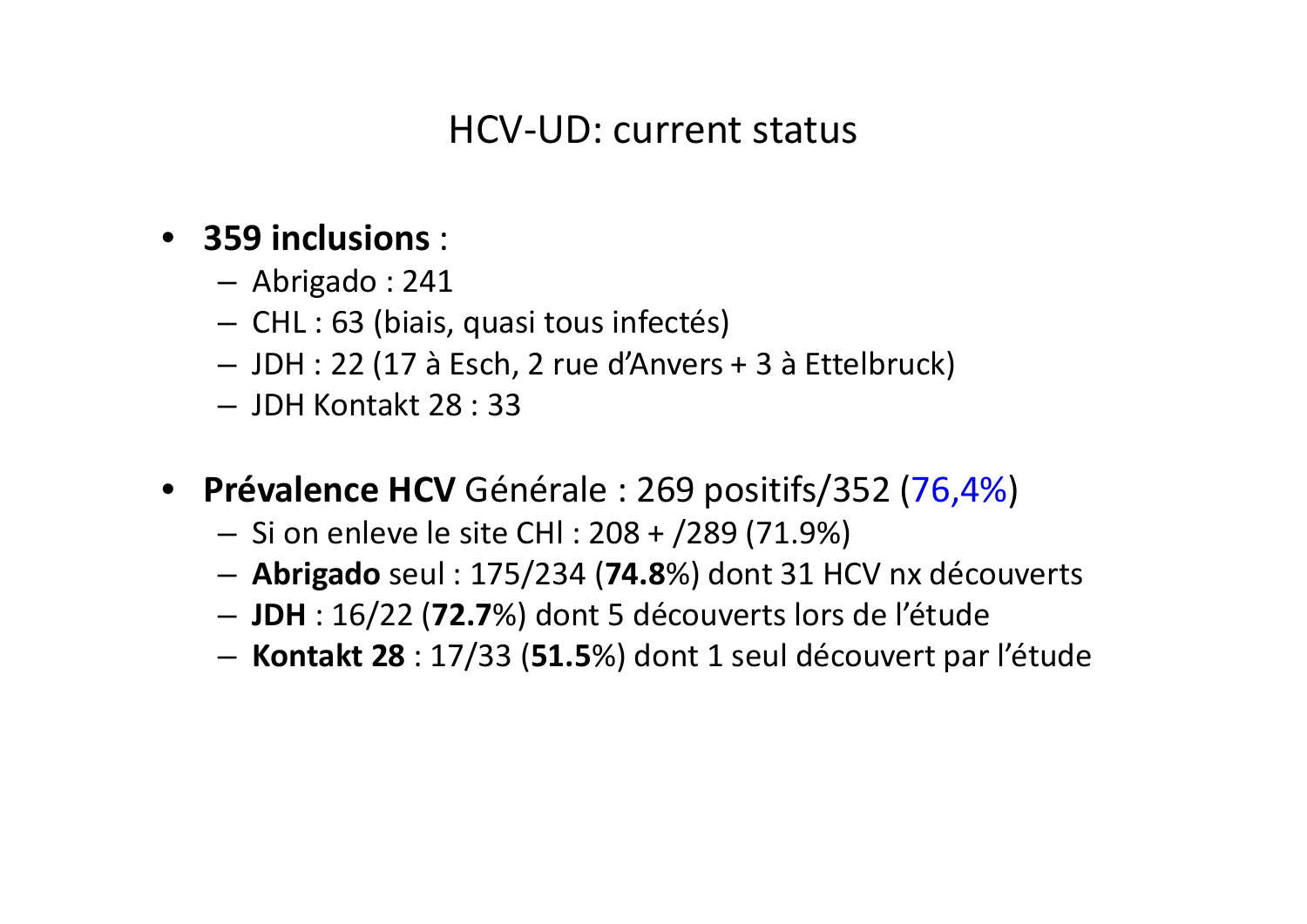# HCV-UD: current status

- **359 inclusions** :
  - Abrigado : 241
  - CHL : 63 (biais, quasi tous infectés)
  - JDH : 22 (17 à Esch, 2 rue d'Anvers + 3 à Ettelbruck)
  - JDH Kontakt 28 : 33
- **Prévalence HCV** Générale : 269 positifs/352 (76,4%)
  - Si on enleve le site CHl : 208 + /289 (71.9%)
  - **Abrigado** seul : 175/234 (**74.8**%) dont 31 HCV nx découverts
  - **JDH** : 16/22 (**72.7**%) dont 5 découverts lors de l'étude
  - **Kontakt 28** : 17/33 (**51.5**%) dont 1 seul découvert par l'étude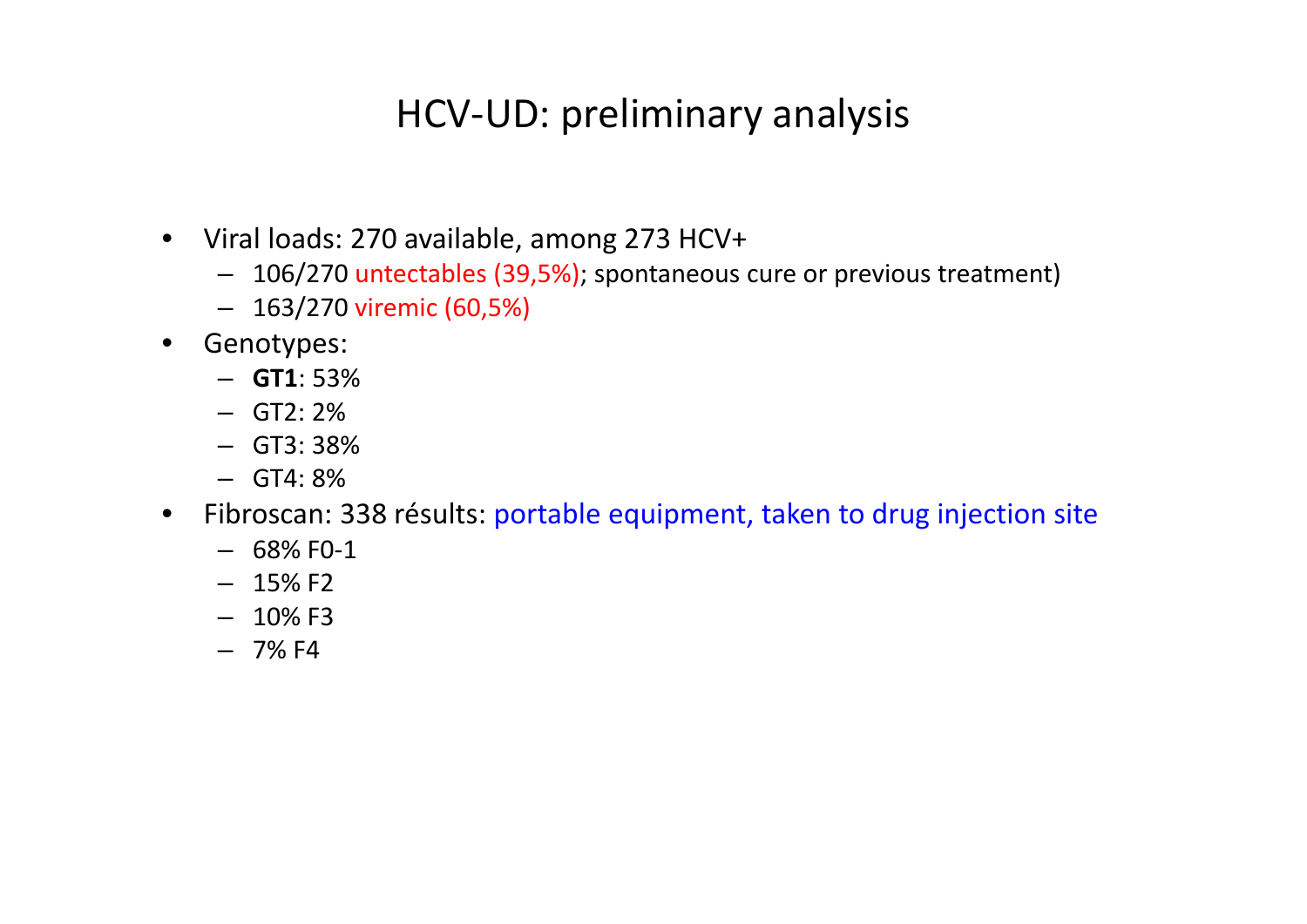# HCV-UD: preliminary analysis

- Viral loads: 270 available, among 273 HCV+
  - 106/270 untectables (39,5%); spontaneous cure or previous treatment)
  - 163/270 viremic (60,5%)
- Genotypes:
  - **GT1**: 53%
  - GT2: 2%
  - GT3: 38%
  - GT4: 8%
- Fibroscan: 338 résults: portable equipment, taken to drug injection site
  - 68% F0-1
  - 15% F2
  - 10% F3
  - 7% F4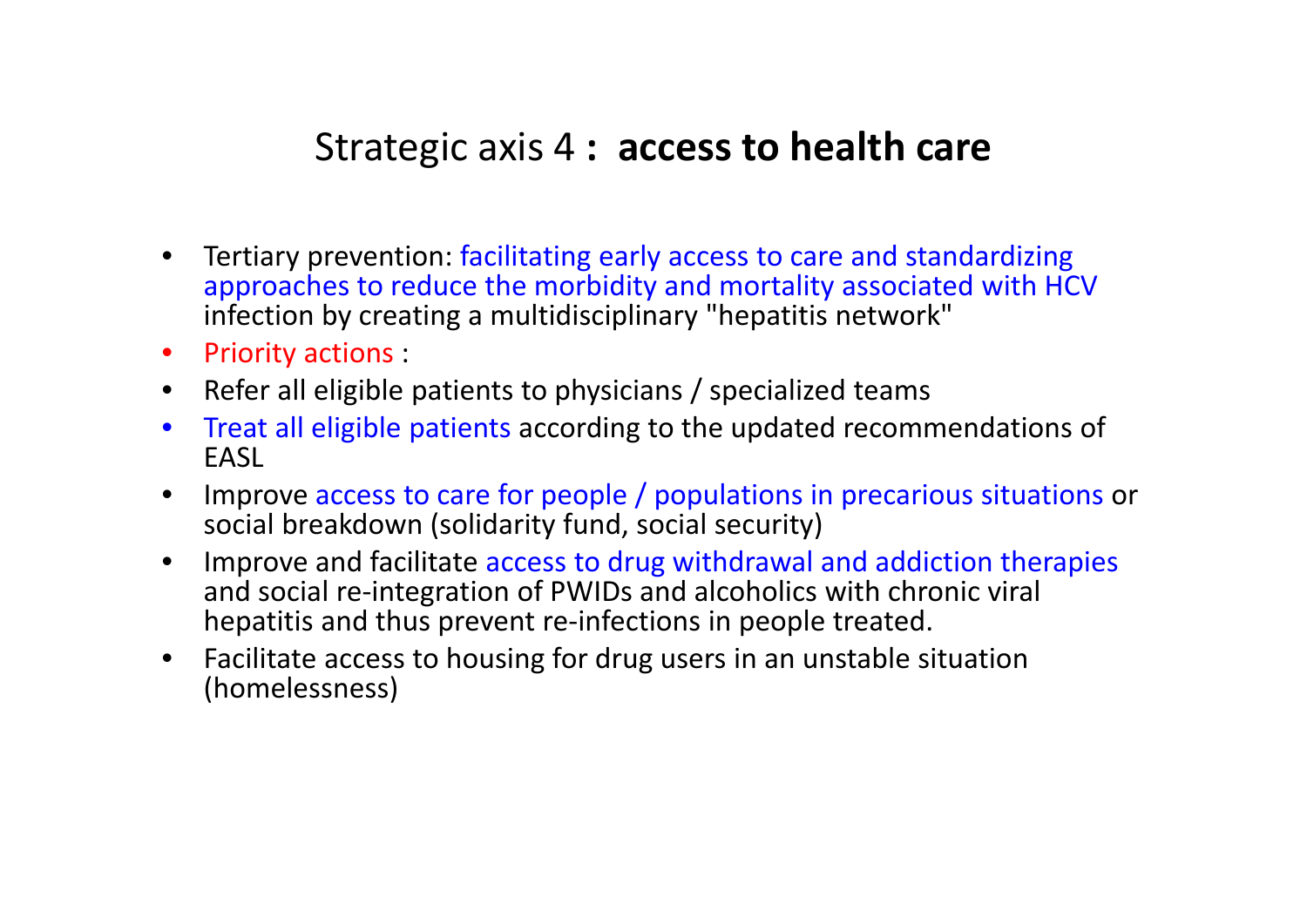# Strategic axis 4 : **access to health care**

- Tertiary prevention: facilitating early access to care and standardizing approaches to reduce the morbidity and mortality associated with HCV infection by creating a multidisciplinary "hepatitis network"
- Priority actions :
- Refer all eligible patients to physicians / specialized teams
- Treat all eligible patients according to the updated recommendations of EASL
- Improve access to care for people / populations in precarious situations or social breakdown (solidarity fund, social security)
- Improve and facilitate access to drug withdrawal and addiction therapies and social re-integration of PWIDs and alcoholics with chronic viral hepatitis and thus prevent re-infections in people treated.
- Facilitate access to housing for drug users in an unstable situation (homelessness)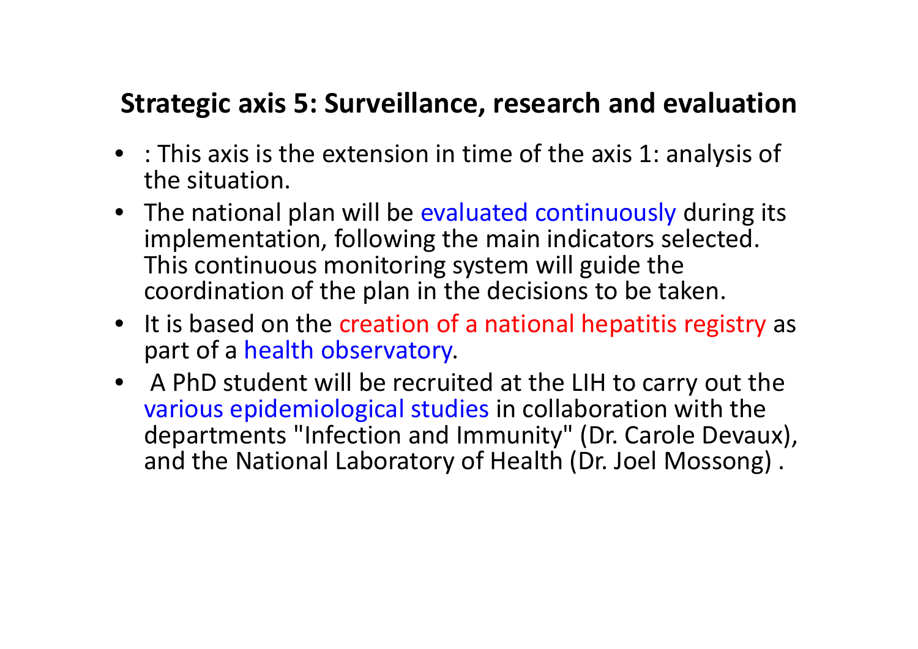## Strategic axis 5: Surveillance, research and evaluation

- : This axis is the extension in time of the axis 1: analysis of the situation.
- The national plan will be evaluated continuously during its implementation, following the main indicators selected. This continuous monitoring system will guide the coordination of the plan in the decisions to be taken.
- It is based on the creation of a national hepatitis registry as part of a health observatory.
- A PhD student will be recruited at the LIH to carry out the various epidemiological studies in collaboration with the departments "Infection and Immunity" (Dr. Carole Devaux), and the National Laboratory of Health (Dr. Joel Mossong) .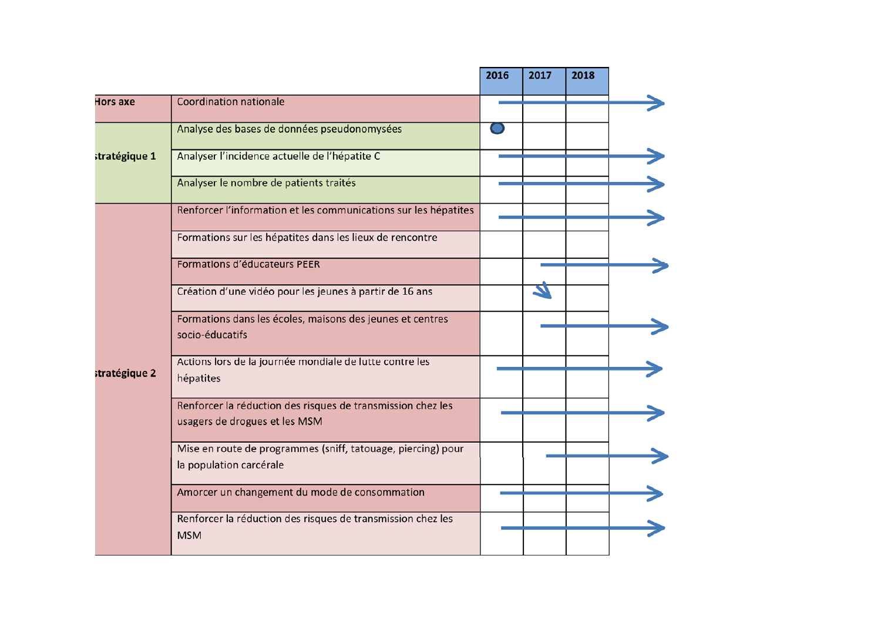| | | 2016 | 2017 | 2018 |
|---|---|---|---|---|
| Hors axe | Coordination nationale | → | → | → |
| stratégique 1 | Analyse des bases de données pseudonomysées | ● | | |
| | Analyser l'incidence actuelle de l'hépatite C | → | → | → |
| | Analyser le nombre de patients traités | → | → | → |
| stratégique 2 | Renforcer l'information et les communications sur les hépatites | → | → | → |
| | Formations sur les hépatites dans les lieux de rencontre | | | |
| | Formations d'éducateurs PEER | | → | → |
| | Création d'une vidéo pour les jeunes à partir de 16 ans | | ↘ | |
| | Formations dans les écoles, maisons des jeunes et centres socio-éducatifs | | → | → |
| | Actions lors de la journée mondiale de lutte contre les hépatites | → | → | → |
| | Renforcer la réduction des risques de transmission chez les usagers de drogues et les MSM | → | → | → |
| | Mise en route de programmes (sniff, tatouage, piercing) pour la population carcérale | | → | → |
| | Amorcer un changement du mode de consommation | → | → | → |
| | Renforcer la réduction des risques de transmission chez les MSM | → | → | → |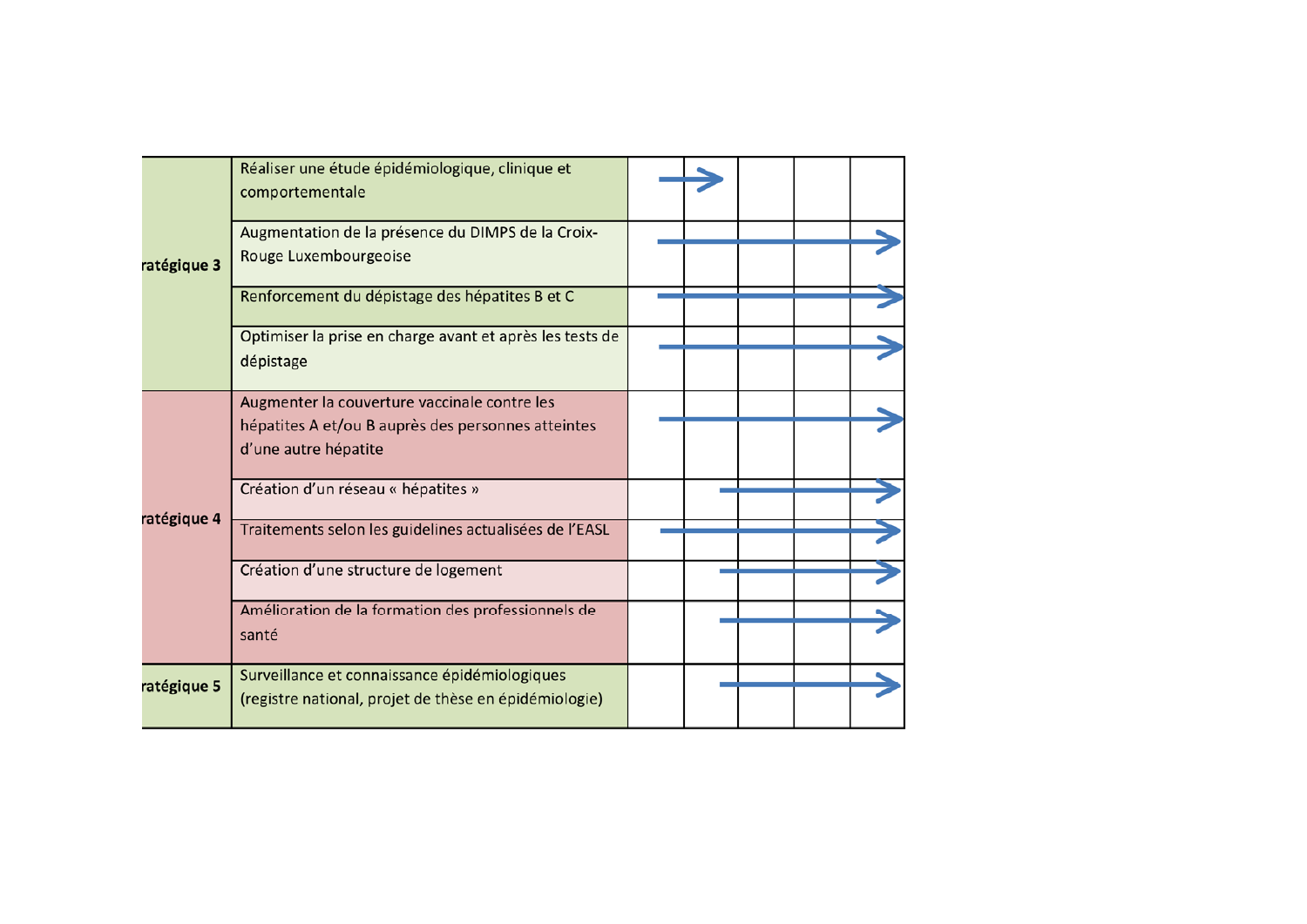| | | | | | | |
|---|---|---|---|---|---|---|
| ratégique 3 | Réaliser une étude épidémiologique, clinique et comportementale | | | | | |
| | Augmentation de la présence du DIMPS de la Croix-Rouge Luxembourgeoise | | | | | |
| | Renforcement du dépistage des hépatites B et C | | | | | |
| | Optimiser la prise en charge avant et après les tests de dépistage | | | | | |
| ratégique 4 | Augmenter la couverture vaccinale contre les hépatites A et/ou B auprès des personnes atteintes d'une autre hépatite | | | | | |
| | Création d'un réseau « hépatites » | | | | | |
| | Traitements selon les guidelines actualisées de l'EASL | | | | | |
| | Création d'une structure de logement | | | | | |
| | Amélioration de la formation des professionnels de santé | | | | | |
| ratégique 5 | Surveillance et connaissance épidémiologiques (registre national, projet de thèse en épidémiologie) | | | | | |